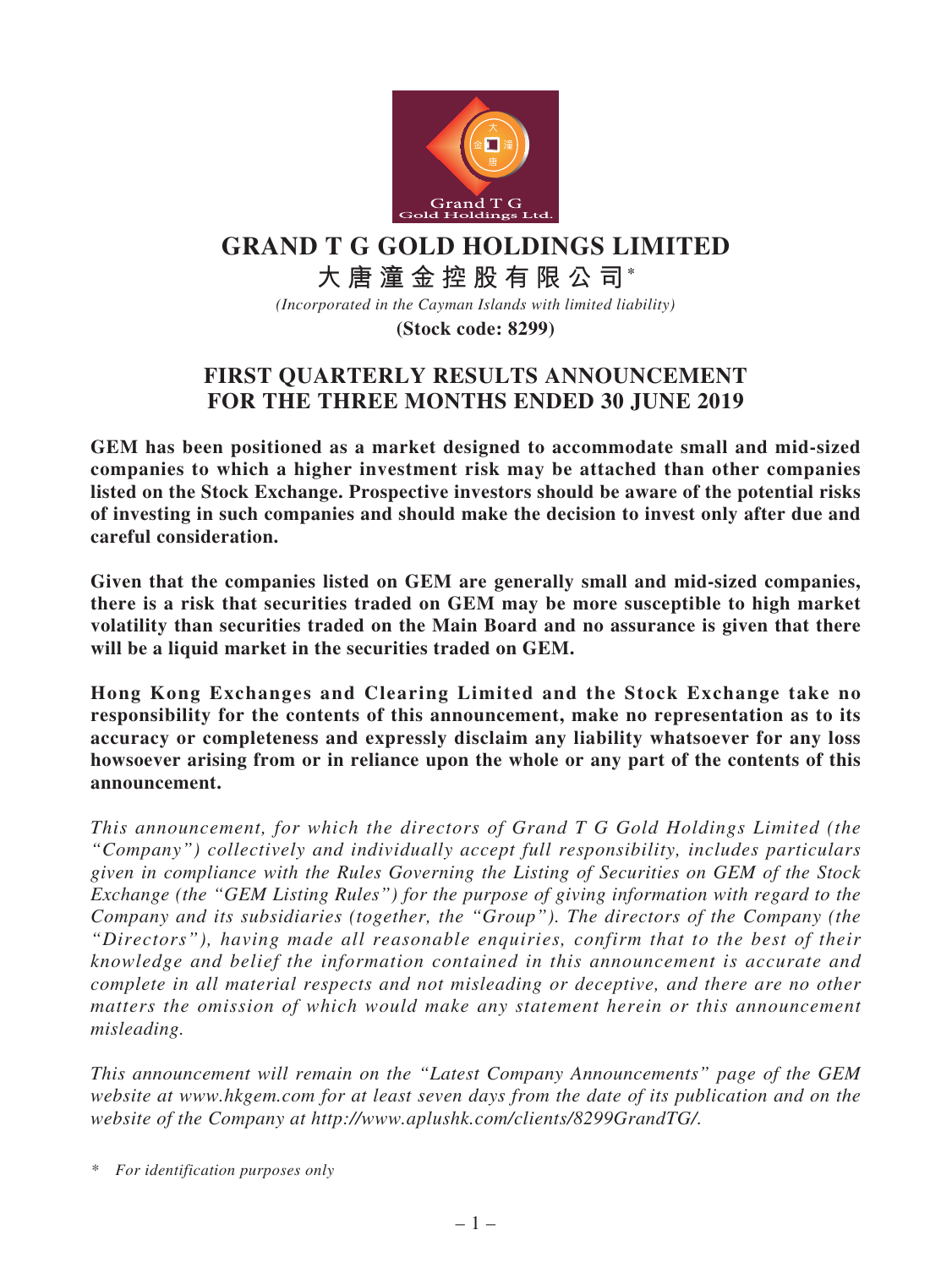# GRAND T G GOLD HOLDINGS LIMITED

# 大唐潼金控股有限公司*

*(Incorporated in the Cayman Islands with limited liability)*

**(Stock code: 8299)**

## FIRST QUARTERLY RESULTS ANNOUNCEMENT FOR THE THREE MONTHS ENDED 30 JUNE 2019

**GEM has been positioned as a market designed to accommodate small and mid-sized companies to which a higher investment risk may be attached than other companies listed on the Stock Exchange. Prospective investors should be aware of the potential risks of investing in such companies and should make the decision to invest only after due and careful consideration.**

**Given that the companies listed on GEM are generally small and mid-sized companies, there is a risk that securities traded on GEM may be more susceptible to high market volatility than securities traded on the Main Board and no assurance is given that there will be a liquid market in the securities traded on GEM.**

**Hong Kong Exchanges and Clearing Limited and the Stock Exchange take no responsibility for the contents of this announcement, make no representation as to its accuracy or completeness and expressly disclaim any liability whatsoever for any loss howsoever arising from or in reliance upon the whole or any part of the contents of this announcement.**

*This announcement, for which the directors of Grand T G Gold Holdings Limited (the "Company") collectively and individually accept full responsibility, includes particulars given in compliance with the Rules Governing the Listing of Securities on GEM of the Stock Exchange (the "GEM Listing Rules") for the purpose of giving information with regard to the Company and its subsidiaries (together, the "Group"). The directors of the Company (the "Directors"), having made all reasonable enquiries, confirm that to the best of their knowledge and belief the information contained in this announcement is accurate and complete in all material respects and not misleading or deceptive, and there are no other matters the omission of which would make any statement herein or this announcement misleading.*

*This announcement will remain on the "Latest Company Announcements" page of the GEM website at www.hkgem.com for at least seven days from the date of its publication and on the website of the Company at http://www.aplushk.com/clients/8299GrandTG/.*

\* *For identification purposes only*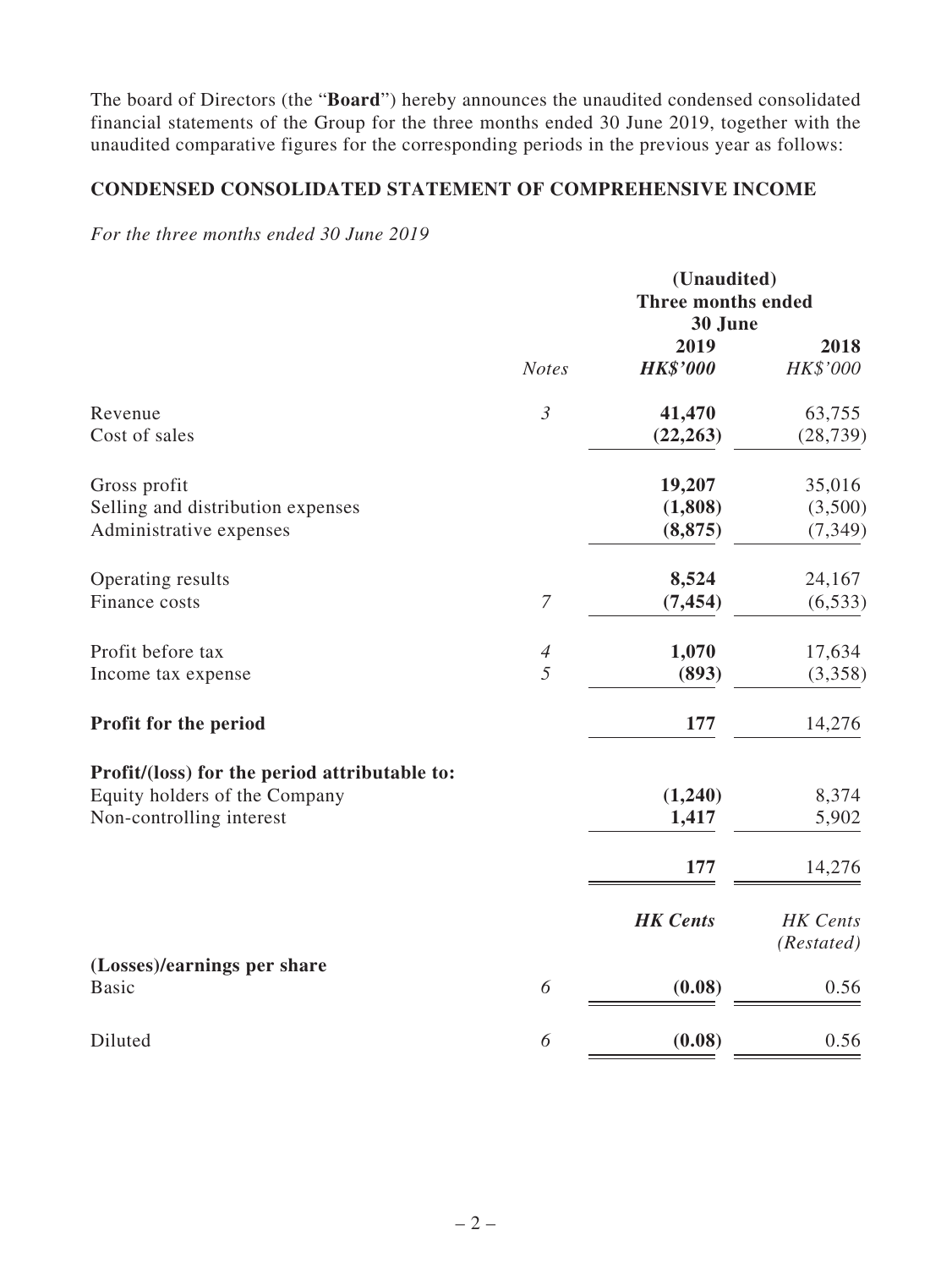The board of Directors (the "**Board**") hereby announces the unaudited condensed consolidated financial statements of the Group for the three months ended 30 June 2019, together with the unaudited comparative figures for the corresponding periods in the previous year as follows:

## CONDENSED CONSOLIDATED STATEMENT OF COMPREHENSIVE INCOME

*For the three months ended 30 June 2019*

| | | **(Unaudited)** | |
|---|---|---|---|
| | | **Three months ended 30 June** | |
| | | **2019** | **2018** |
| | *Notes* | ***HK$'000*** | *HK$'000* |
| Revenue | *3* | **41,470** | 63,755 |
| Cost of sales | | **(22,263)** | (28,739) |
| Gross profit | | **19,207** | 35,016 |
| Selling and distribution expenses | | **(1,808)** | (3,500) |
| Administrative expenses | | **(8,875)** | (7,349) |
| Operating results | | **8,524** | 24,167 |
| Finance costs | *7* | **(7,454)** | (6,533) |
| Profit before tax | *4* | **1,070** | 17,634 |
| Income tax expense | *5* | **(893)** | (3,358) |
| **Profit for the period** | | **177** | 14,276 |
| **Profit/(loss) for the period attributable to:** | | | |
| Equity holders of the Company | | **(1,240)** | 8,374 |
| Non-controlling interest | | **1,417** | 5,902 |
| | | **177** | 14,276 |
| | | ***HK Cents*** | *HK Cents (Restated)* |
| **(Losses)/earnings per share** | | | |
| Basic | *6* | **(0.08)** | 0.56 |
| Diluted | *6* | **(0.08)** | 0.56 |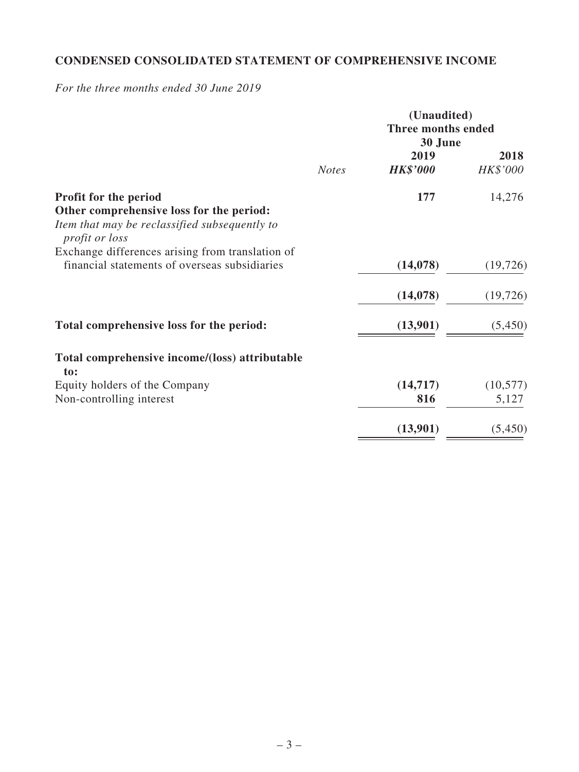## CONDENSED CONSOLIDATED STATEMENT OF COMPREHENSIVE INCOME

*For the three months ended 30 June 2019*

| | *Notes* | (Unaudited) Three months ended 30 June 2019 ***HK$'000*** | 2018 *HK$'000* |
|---|---|---|---|
| **Profit for the period** | | **177** | 14,276 |
| **Other comprehensive loss for the period:** | | | |
| *Item that may be reclassified subsequently to profit or loss* | | | |
| Exchange differences arising from translation of financial statements of overseas subsidiaries | | **(14,078)** | (19,726) |
| | | **(14,078)** | (19,726) |
| **Total comprehensive loss for the period:** | | **(13,901)** | (5,450) |
| **Total comprehensive income/(loss) attributable to:** | | | |
| Equity holders of the Company | | **(14,717)** | (10,577) |
| Non-controlling interest | | **816** | 5,127 |
| | | **(13,901)** | (5,450) |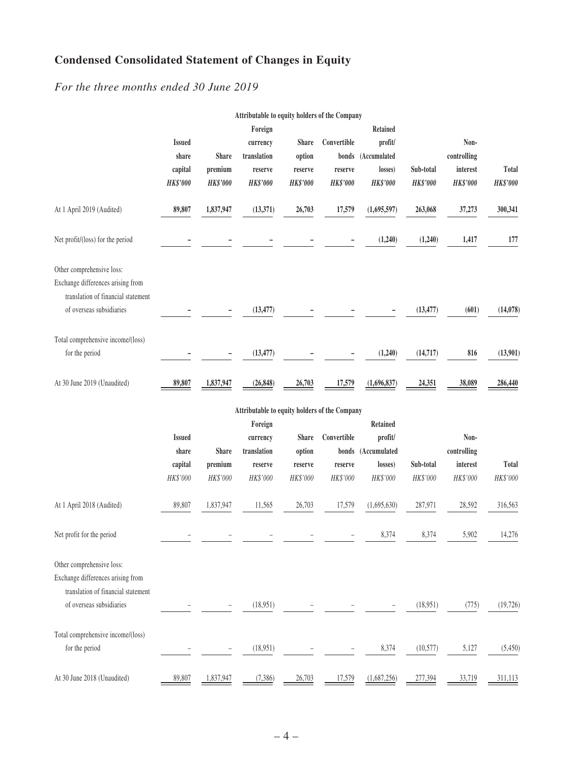# Condensed Consolidated Statement of Changes in Equity

*For the three months ended 30 June 2019*

| | Attributable to equity holders of the Company | | | | | | | | |
|---|---|---|---|---|---|---|---|---|---|
| | **Issued share capital** | **Share premium** | **Foreign currency translation reserve** | **Share option reserve** | **Convertible bonds reserve** | **Retained profit/ (Accumulated losses)** | **Sub-total** | **Non-controlling interest** | **Total** |
| | ***HK$'000*** | ***HK$'000*** | ***HK$'000*** | ***HK$'000*** | ***HK$'000*** | ***HK$'000*** | ***HK$'000*** | ***HK$'000*** | ***HK$'000*** |
| At 1 April 2019 (Audited) | **89,807** | **1,837,947** | **(13,371)** | **26,703** | **17,579** | **(1,695,597)** | **263,068** | **37,273** | **300,341** |
| Net profit/(loss) for the period | **–** | **–** | **–** | **–** | **–** | **(1,240)** | **(1,240)** | **1,417** | **177** |
| Other comprehensive loss: Exchange differences arising from translation of financial statement of overseas subsidiaries | **–** | **–** | **(13,477)** | **–** | **–** | **–** | **(13,477)** | **(601)** | **(14,078)** |
| Total comprehensive income/(loss) for the period | **–** | **–** | **(13,477)** | **–** | **–** | **(1,240)** | **(14,717)** | **816** | **(13,901)** |
| At 30 June 2019 (Unaudited) | **89,807** | **1,837,947** | **(26,848)** | **26,703** | **17,579** | **(1,696,837)** | **24,351** | **38,089** | **286,440** |

| | Attributable to equity holders of the Company | | | | | | | | |
|---|---|---|---|---|---|---|---|---|---|
| | **Issued share capital** | **Share premium** | **Foreign currency translation reserve** | **Share option reserve** | **Convertible bonds reserve** | **Retained profit/ (Accumulated losses)** | **Sub-total** | **Non-controlling interest** | **Total** |
| | *HK$'000* | *HK$'000* | *HK$'000* | *HK$'000* | *HK$'000* | *HK$'000* | *HK$'000* | *HK$'000* | *HK$'000* |
| At 1 April 2018 (Audited) | 89,807 | 1,837,947 | 11,565 | 26,703 | 17,579 | (1,695,630) | 287,971 | 28,592 | 316,563 |
| Net profit for the period | – | – | – | – | – | 8,374 | 8,374 | 5,902 | 14,276 |
| Other comprehensive loss: Exchange differences arising from translation of financial statement of overseas subsidiaries | – | – | (18,951) | – | – | – | (18,951) | (775) | (19,726) |
| Total comprehensive income/(loss) for the period | – | – | (18,951) | – | – | 8,374 | (10,577) | 5,127 | (5,450) |
| At 30 June 2018 (Unaudited) | 89,807 | 1,837,947 | (7,386) | 26,703 | 17,579 | (1,687,256) | 277,394 | 33,719 | 311,113 |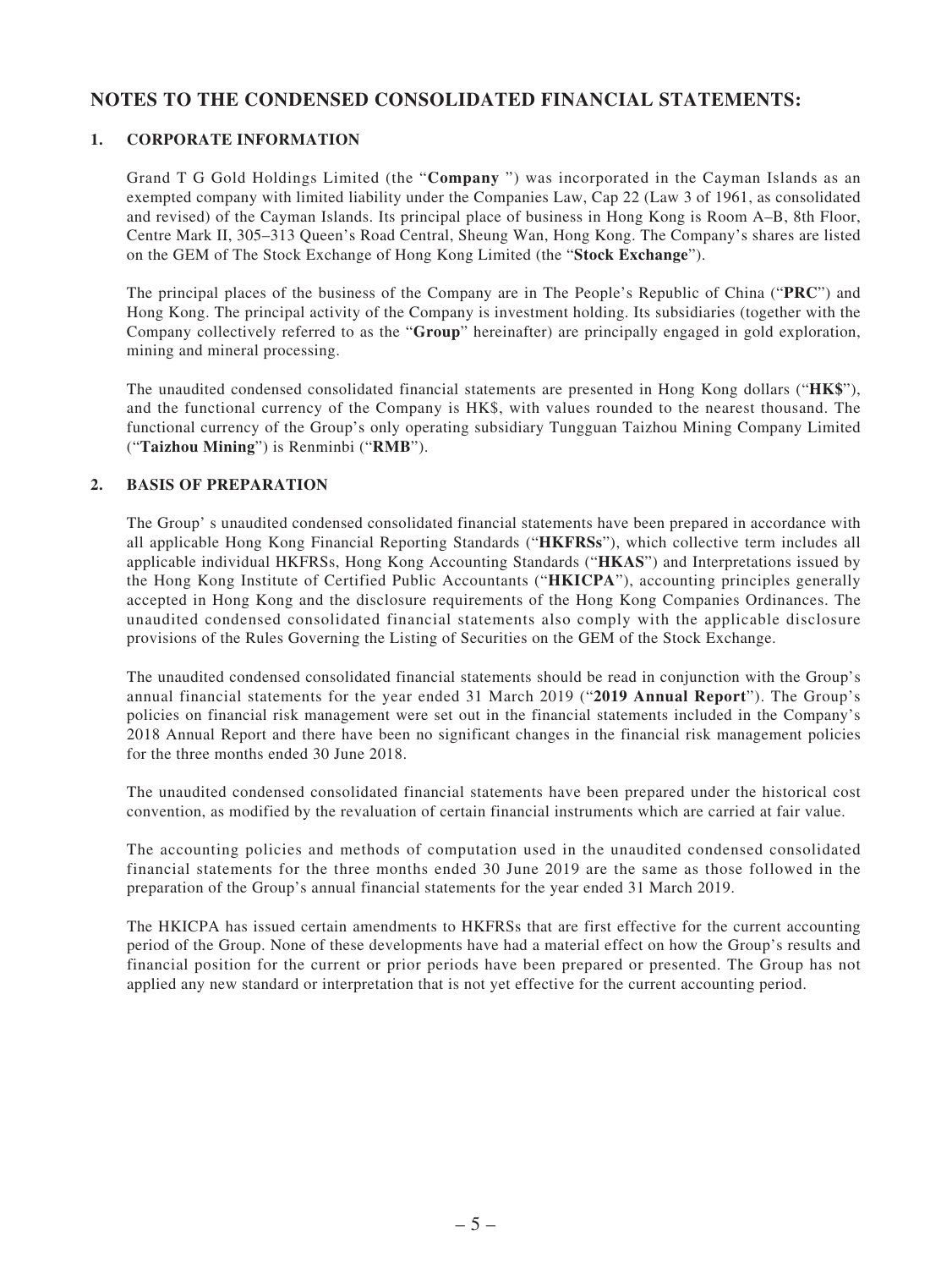# NOTES TO THE CONDENSED CONSOLIDATED FINANCIAL STATEMENTS:

## 1. CORPORATE INFORMATION

Grand T G Gold Holdings Limited (the "**Company** ") was incorporated in the Cayman Islands as an exempted company with limited liability under the Companies Law, Cap 22 (Law 3 of 1961, as consolidated and revised) of the Cayman Islands. Its principal place of business in Hong Kong is Room A–B, 8th Floor, Centre Mark II, 305–313 Queen's Road Central, Sheung Wan, Hong Kong. The Company's shares are listed on the GEM of The Stock Exchange of Hong Kong Limited (the "**Stock Exchange**").

The principal places of the business of the Company are in The People's Republic of China ("**PRC**") and Hong Kong. The principal activity of the Company is investment holding. Its subsidiaries (together with the Company collectively referred to as the "**Group**" hereinafter) are principally engaged in gold exploration, mining and mineral processing.

The unaudited condensed consolidated financial statements are presented in Hong Kong dollars ("**HK$**"), and the functional currency of the Company is HK$, with values rounded to the nearest thousand. The functional currency of the Group's only operating subsidiary Tungguan Taizhou Mining Company Limited ("**Taizhou Mining**") is Renminbi ("**RMB**").

## 2. BASIS OF PREPARATION

The Group' s unaudited condensed consolidated financial statements have been prepared in accordance with all applicable Hong Kong Financial Reporting Standards ("**HKFRSs**"), which collective term includes all applicable individual HKFRSs, Hong Kong Accounting Standards ("**HKAS**") and Interpretations issued by the Hong Kong Institute of Certified Public Accountants ("**HKICPA**"), accounting principles generally accepted in Hong Kong and the disclosure requirements of the Hong Kong Companies Ordinances. The unaudited condensed consolidated financial statements also comply with the applicable disclosure provisions of the Rules Governing the Listing of Securities on the GEM of the Stock Exchange.

The unaudited condensed consolidated financial statements should be read in conjunction with the Group's annual financial statements for the year ended 31 March 2019 ("**2019 Annual Report**"). The Group's policies on financial risk management were set out in the financial statements included in the Company's 2018 Annual Report and there have been no significant changes in the financial risk management policies for the three months ended 30 June 2018.

The unaudited condensed consolidated financial statements have been prepared under the historical cost convention, as modified by the revaluation of certain financial instruments which are carried at fair value.

The accounting policies and methods of computation used in the unaudited condensed consolidated financial statements for the three months ended 30 June 2019 are the same as those followed in the preparation of the Group's annual financial statements for the year ended 31 March 2019.

The HKICPA has issued certain amendments to HKFRSs that are first effective for the current accounting period of the Group. None of these developments have had a material effect on how the Group's results and financial position for the current or prior periods have been prepared or presented. The Group has not applied any new standard or interpretation that is not yet effective for the current accounting period.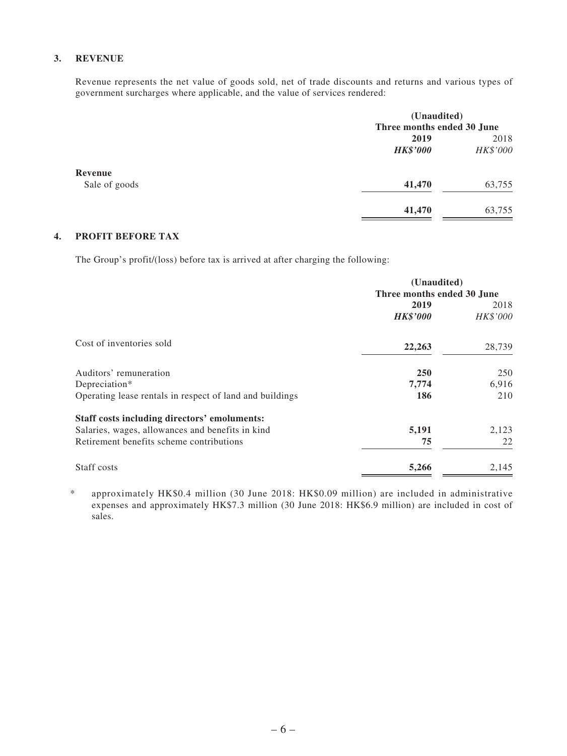### 3. REVENUE

Revenue represents the net value of goods sold, net of trade discounts and returns and various types of government surcharges where applicable, and the value of services rendered:

| | (Unaudited) Three months ended 30 June | |
|---|---|---|
| | **2019** | 2018 |
| | ***HK$'000*** | *HK$'000* |
| **Revenue** | | |
| Sale of goods | **41,470** | 63,755 |
| | **41,470** | 63,755 |

### 4. PROFIT BEFORE TAX

The Group's profit/(loss) before tax is arrived at after charging the following:

| | (Unaudited) Three months ended 30 June | |
|---|---|---|
| | **2019** | 2018 |
| | ***HK$'000*** | *HK$'000* |
| Cost of inventories sold | **22,263** | 28,739 |
| Auditors' remuneration | **250** | 250 |
| Depreciation* | **7,774** | 6,916 |
| Operating lease rentals in respect of land and buildings | **186** | 210 |
| **Staff costs including directors' emoluments:** | | |
| Salaries, wages, allowances and benefits in kind | **5,191** | 2,123 |
| Retirement benefits scheme contributions | **75** | 22 |
| Staff costs | **5,266** | 2,145 |

\* approximately HK$0.4 million (30 June 2018: HK$0.09 million) are included in administrative expenses and approximately HK$7.3 million (30 June 2018: HK$6.9 million) are included in cost of sales.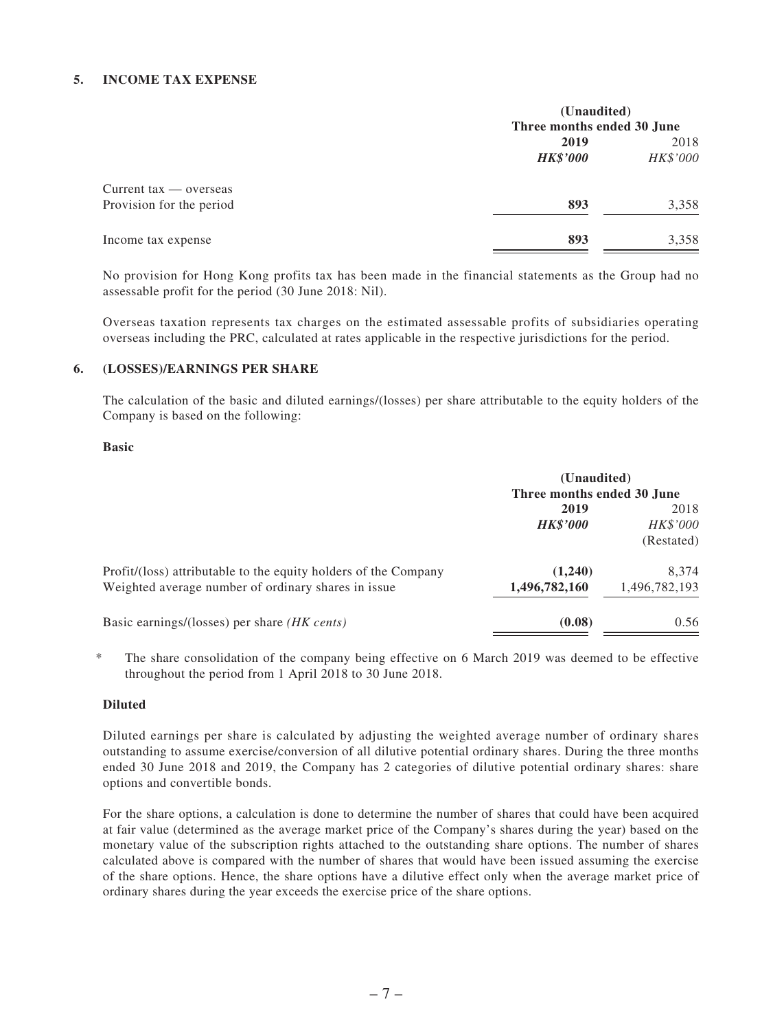### 5. INCOME TAX EXPENSE

| | (Unaudited) Three months ended 30 June | |
|---|---|---|
| | **2019** | 2018 |
| | ***HK$'000*** | *HK$'000* |
| Current tax — overseas | | |
| Provision for the period | **893** | 3,358 |
| Income tax expense | **893** | 3,358 |

No provision for Hong Kong profits tax has been made in the financial statements as the Group had no assessable profit for the period (30 June 2018: Nil).

Overseas taxation represents tax charges on the estimated assessable profits of subsidiaries operating overseas including the PRC, calculated at rates applicable in the respective jurisdictions for the period.

### 6. (LOSSES)/EARNINGS PER SHARE

The calculation of the basic and diluted earnings/(losses) per share attributable to the equity holders of the Company is based on the following:

**Basic**

| | (Unaudited) Three months ended 30 June | |
|---|---|---|
| | **2019** | 2018 |
| | ***HK$'000*** | *HK$'000* (Restated) |
| Profit/(loss) attributable to the equity holders of the Company | **(1,240)** | 8,374 |
| Weighted average number of ordinary shares in issue | **1,496,782,160** | 1,496,782,193 |
| Basic earnings/(losses) per share *(HK cents)* | **(0.08)** | 0.56 |

\* The share consolidation of the company being effective on 6 March 2019 was deemed to be effective throughout the period from 1 April 2018 to 30 June 2018.

**Diluted**

Diluted earnings per share is calculated by adjusting the weighted average number of ordinary shares outstanding to assume exercise/conversion of all dilutive potential ordinary shares. During the three months ended 30 June 2018 and 2019, the Company has 2 categories of dilutive potential ordinary shares: share options and convertible bonds.

For the share options, a calculation is done to determine the number of shares that could have been acquired at fair value (determined as the average market price of the Company's shares during the year) based on the monetary value of the subscription rights attached to the outstanding share options. The number of shares calculated above is compared with the number of shares that would have been issued assuming the exercise of the share options. Hence, the share options have a dilutive effect only when the average market price of ordinary shares during the year exceeds the exercise price of the share options.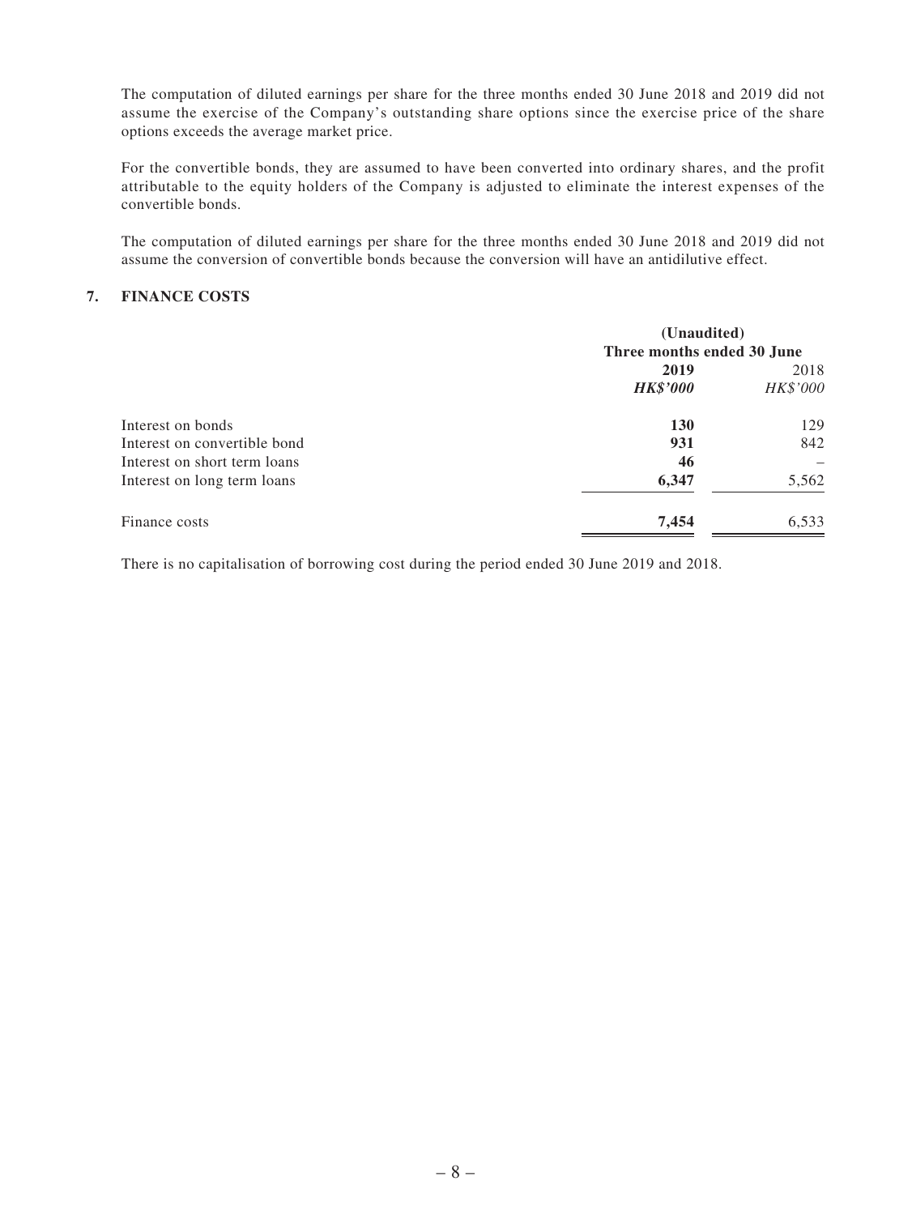The computation of diluted earnings per share for the three months ended 30 June 2018 and 2019 did not assume the exercise of the Company's outstanding share options since the exercise price of the share options exceeds the average market price.

For the convertible bonds, they are assumed to have been converted into ordinary shares, and the profit attributable to the equity holders of the Company is adjusted to eliminate the interest expenses of the convertible bonds.

The computation of diluted earnings per share for the three months ended 30 June 2018 and 2019 did not assume the conversion of convertible bonds because the conversion will have an antidilutive effect.

## 7. FINANCE COSTS

| | (Unaudited) | |
|---|---|---|
| | Three months ended 30 June | |
| | **2019** | 2018 |
| | ***HK$'000*** | *HK$'000* |
| Interest on bonds | **130** | 129 |
| Interest on convertible bond | **931** | 842 |
| Interest on short term loans | **46** | – |
| Interest on long term loans | **6,347** | 5,562 |
| Finance costs | **7,454** | 6,533 |

There is no capitalisation of borrowing cost during the period ended 30 June 2019 and 2018.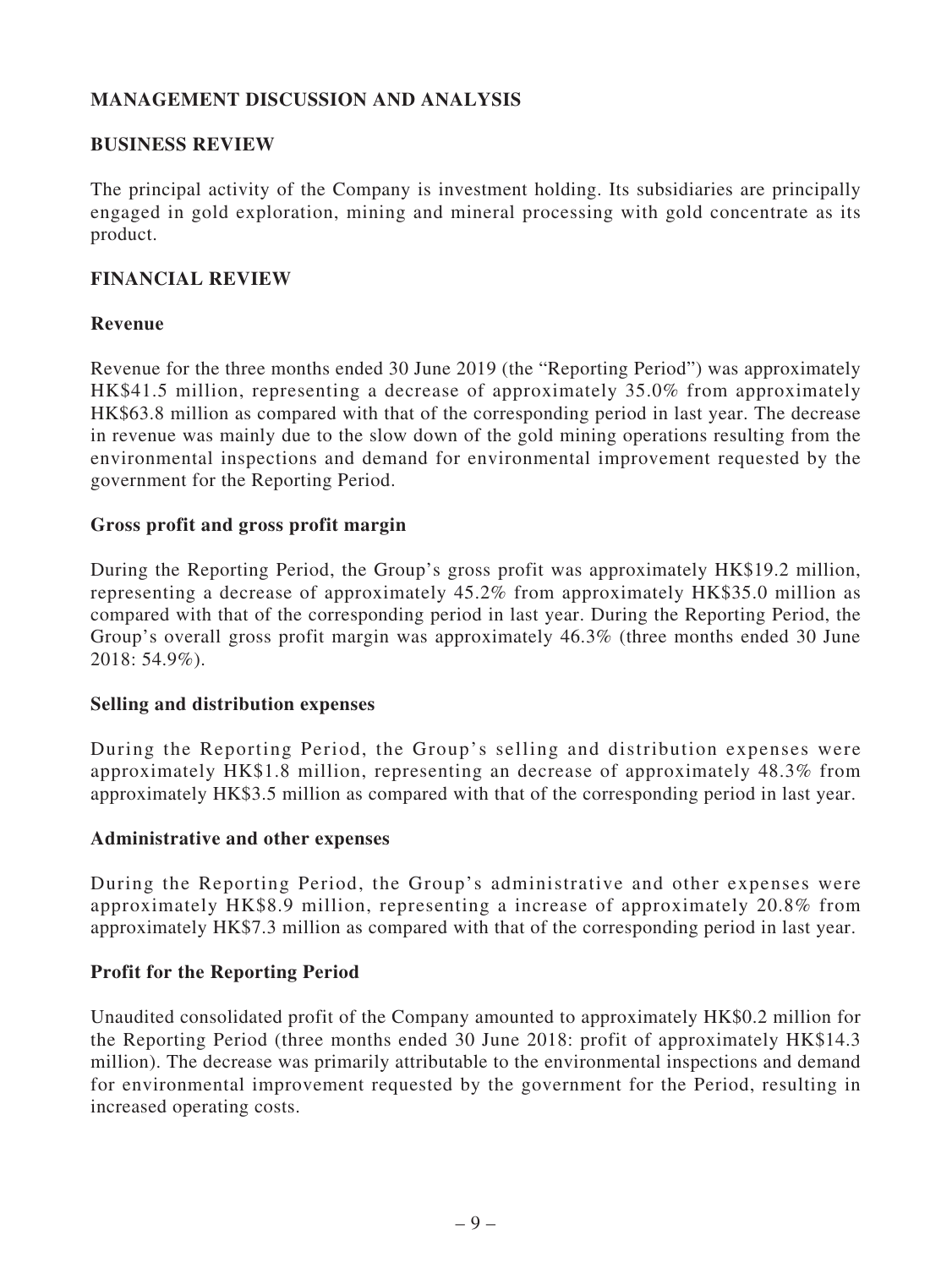## MANAGEMENT DISCUSSION AND ANALYSIS

### BUSINESS REVIEW

The principal activity of the Company is investment holding. Its subsidiaries are principally engaged in gold exploration, mining and mineral processing with gold concentrate as its product.

### FINANCIAL REVIEW

#### Revenue

Revenue for the three months ended 30 June 2019 (the "Reporting Period") was approximately HK$41.5 million, representing a decrease of approximately 35.0% from approximately HK$63.8 million as compared with that of the corresponding period in last year. The decrease in revenue was mainly due to the slow down of the gold mining operations resulting from the environmental inspections and demand for environmental improvement requested by the government for the Reporting Period.

#### Gross profit and gross profit margin

During the Reporting Period, the Group's gross profit was approximately HK$19.2 million, representing a decrease of approximately 45.2% from approximately HK$35.0 million as compared with that of the corresponding period in last year. During the Reporting Period, the Group's overall gross profit margin was approximately 46.3% (three months ended 30 June 2018: 54.9%).

#### Selling and distribution expenses

During the Reporting Period, the Group's selling and distribution expenses were approximately HK$1.8 million, representing an decrease of approximately 48.3% from approximately HK$3.5 million as compared with that of the corresponding period in last year.

#### Administrative and other expenses

During the Reporting Period, the Group's administrative and other expenses were approximately HK$8.9 million, representing a increase of approximately 20.8% from approximately HK$7.3 million as compared with that of the corresponding period in last year.

#### Profit for the Reporting Period

Unaudited consolidated profit of the Company amounted to approximately HK$0.2 million for the Reporting Period (three months ended 30 June 2018: profit of approximately HK$14.3 million). The decrease was primarily attributable to the environmental inspections and demand for environmental improvement requested by the government for the Period, resulting in increased operating costs.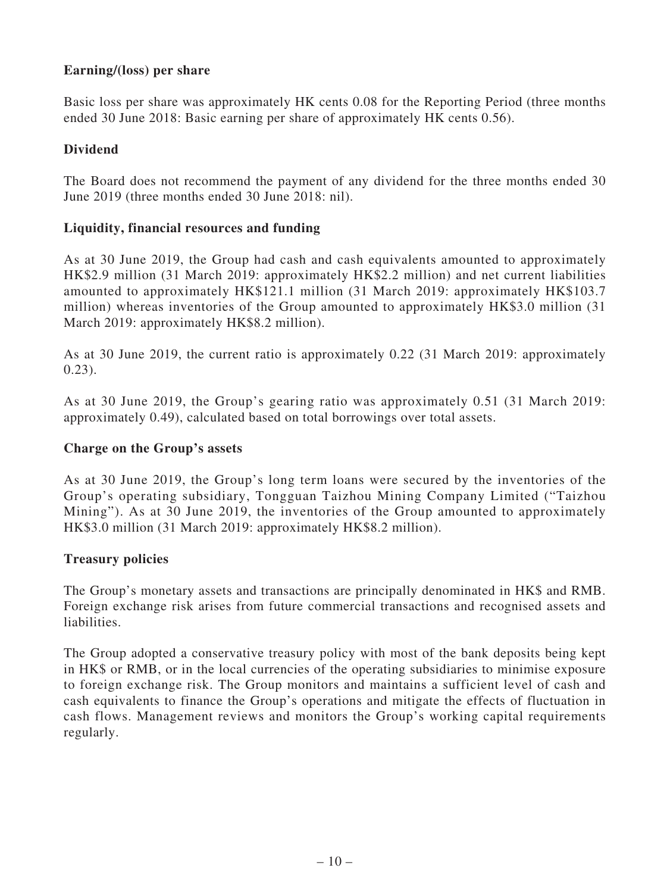**Earning/(loss) per share**

Basic loss per share was approximately HK cents 0.08 for the Reporting Period (three months ended 30 June 2018: Basic earning per share of approximately HK cents 0.56).

**Dividend**

The Board does not recommend the payment of any dividend for the three months ended 30 June 2019 (three months ended 30 June 2018: nil).

**Liquidity, financial resources and funding**

As at 30 June 2019, the Group had cash and cash equivalents amounted to approximately HK$2.9 million (31 March 2019: approximately HK$2.2 million) and net current liabilities amounted to approximately HK$121.1 million (31 March 2019: approximately HK$103.7 million) whereas inventories of the Group amounted to approximately HK$3.0 million (31 March 2019: approximately HK$8.2 million).

As at 30 June 2019, the current ratio is approximately 0.22 (31 March 2019: approximately 0.23).

As at 30 June 2019, the Group's gearing ratio was approximately 0.51 (31 March 2019: approximately 0.49), calculated based on total borrowings over total assets.

**Charge on the Group's assets**

As at 30 June 2019, the Group's long term loans were secured by the inventories of the Group's operating subsidiary, Tongguan Taizhou Mining Company Limited ("Taizhou Mining"). As at 30 June 2019, the inventories of the Group amounted to approximately HK$3.0 million (31 March 2019: approximately HK$8.2 million).

**Treasury policies**

The Group's monetary assets and transactions are principally denominated in HK$ and RMB. Foreign exchange risk arises from future commercial transactions and recognised assets and liabilities.

The Group adopted a conservative treasury policy with most of the bank deposits being kept in HK$ or RMB, or in the local currencies of the operating subsidiaries to minimise exposure to foreign exchange risk. The Group monitors and maintains a sufficient level of cash and cash equivalents to finance the Group's operations and mitigate the effects of fluctuation in cash flows. Management reviews and monitors the Group's working capital requirements regularly.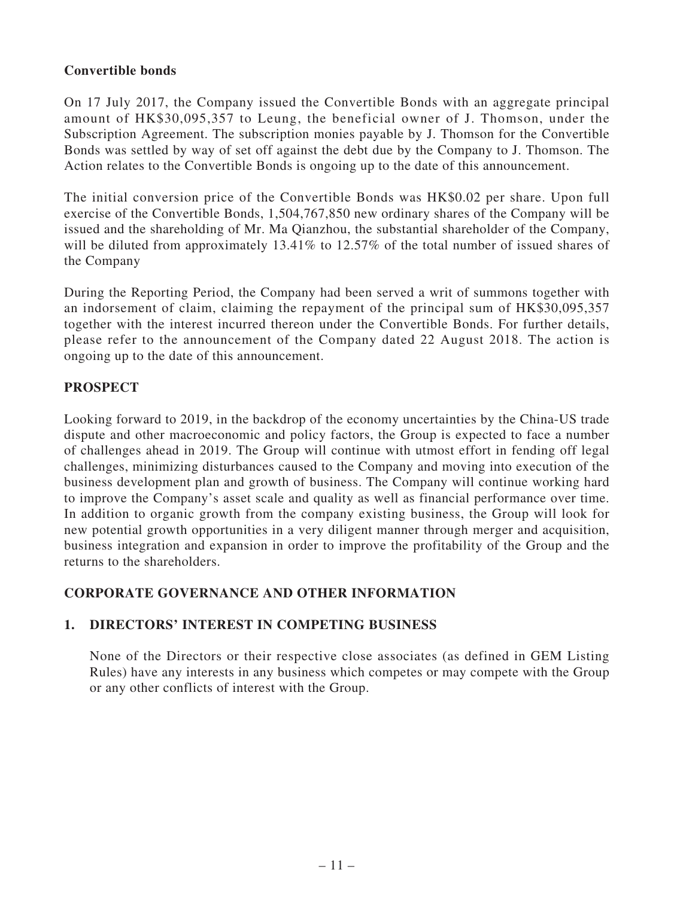**Convertible bonds**

On 17 July 2017, the Company issued the Convertible Bonds with an aggregate principal amount of HK$30,095,357 to Leung, the beneficial owner of J. Thomson, under the Subscription Agreement. The subscription monies payable by J. Thomson for the Convertible Bonds was settled by way of set off against the debt due by the Company to J. Thomson. The Action relates to the Convertible Bonds is ongoing up to the date of this announcement.

The initial conversion price of the Convertible Bonds was HK$0.02 per share. Upon full exercise of the Convertible Bonds, 1,504,767,850 new ordinary shares of the Company will be issued and the shareholding of Mr. Ma Qianzhou, the substantial shareholder of the Company, will be diluted from approximately 13.41% to 12.57% of the total number of issued shares of the Company

During the Reporting Period, the Company had been served a writ of summons together with an indorsement of claim, claiming the repayment of the principal sum of HK$30,095,357 together with the interest incurred thereon under the Convertible Bonds. For further details, please refer to the announcement of the Company dated 22 August 2018. The action is ongoing up to the date of this announcement.

## PROSPECT

Looking forward to 2019, in the backdrop of the economy uncertainties by the China-US trade dispute and other macroeconomic and policy factors, the Group is expected to face a number of challenges ahead in 2019. The Group will continue with utmost effort in fending off legal challenges, minimizing disturbances caused to the Company and moving into execution of the business development plan and growth of business. The Company will continue working hard to improve the Company's asset scale and quality as well as financial performance over time. In addition to organic growth from the company existing business, the Group will look for new potential growth opportunities in a very diligent manner through merger and acquisition, business integration and expansion in order to improve the profitability of the Group and the returns to the shareholders.

## CORPORATE GOVERNANCE AND OTHER INFORMATION

### 1. DIRECTORS' INTEREST IN COMPETING BUSINESS

None of the Directors or their respective close associates (as defined in GEM Listing Rules) have any interests in any business which competes or may compete with the Group or any other conflicts of interest with the Group.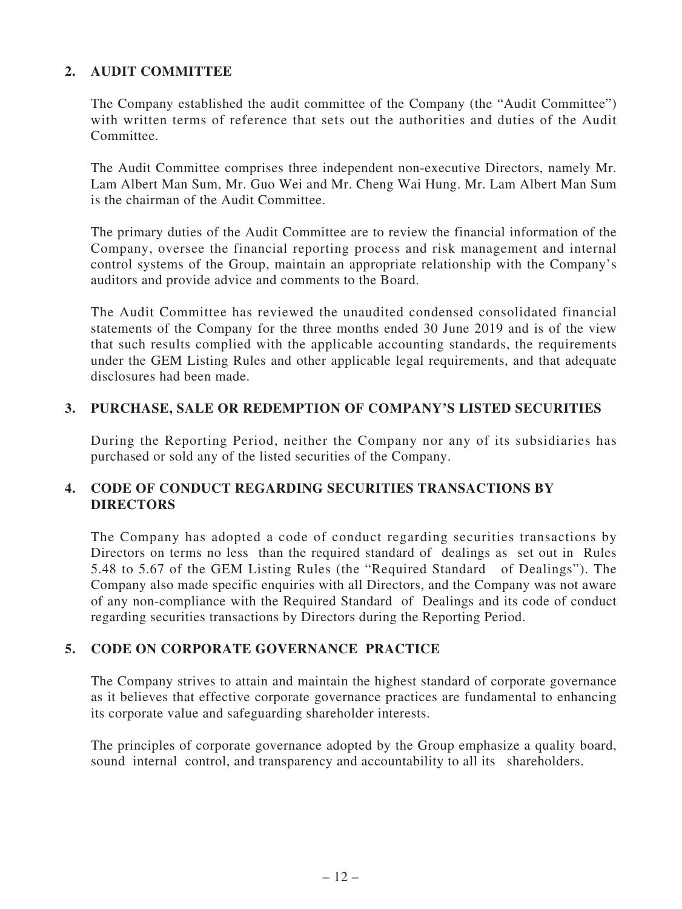## 2. AUDIT COMMITTEE

The Company established the audit committee of the Company (the "Audit Committee") with written terms of reference that sets out the authorities and duties of the Audit Committee.

The Audit Committee comprises three independent non-executive Directors, namely Mr. Lam Albert Man Sum, Mr. Guo Wei and Mr. Cheng Wai Hung. Mr. Lam Albert Man Sum is the chairman of the Audit Committee.

The primary duties of the Audit Committee are to review the financial information of the Company, oversee the financial reporting process and risk management and internal control systems of the Group, maintain an appropriate relationship with the Company's auditors and provide advice and comments to the Board.

The Audit Committee has reviewed the unaudited condensed consolidated financial statements of the Company for the three months ended 30 June 2019 and is of the view that such results complied with the applicable accounting standards, the requirements under the GEM Listing Rules and other applicable legal requirements, and that adequate disclosures had been made.

## 3. PURCHASE, SALE OR REDEMPTION OF COMPANY'S LISTED SECURITIES

During the Reporting Period, neither the Company nor any of its subsidiaries has purchased or sold any of the listed securities of the Company.

## 4. CODE OF CONDUCT REGARDING SECURITIES TRANSACTIONS BY DIRECTORS

The Company has adopted a code of conduct regarding securities transactions by Directors on terms no less than the required standard of dealings as set out in Rules 5.48 to 5.67 of the GEM Listing Rules (the "Required Standard of Dealings"). The Company also made specific enquiries with all Directors, and the Company was not aware of any non-compliance with the Required Standard of Dealings and its code of conduct regarding securities transactions by Directors during the Reporting Period.

## 5. CODE ON CORPORATE GOVERNANCE PRACTICE

The Company strives to attain and maintain the highest standard of corporate governance as it believes that effective corporate governance practices are fundamental to enhancing its corporate value and safeguarding shareholder interests.

The principles of corporate governance adopted by the Group emphasize a quality board, sound internal control, and transparency and accountability to all its shareholders.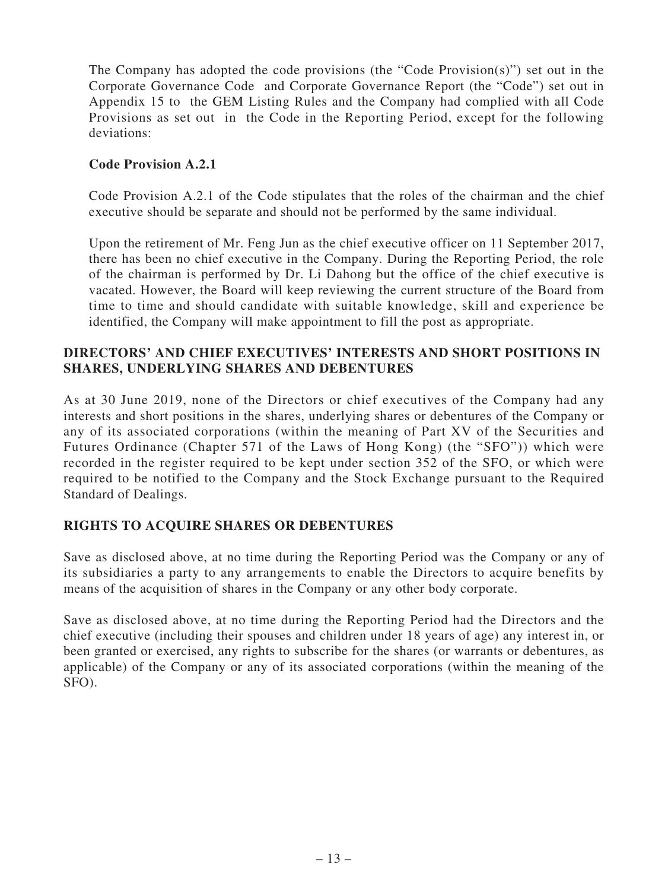The Company has adopted the code provisions (the "Code Provision(s)") set out in the Corporate Governance Code and Corporate Governance Report (the "Code") set out in Appendix 15 to the GEM Listing Rules and the Company had complied with all Code Provisions as set out in the Code in the Reporting Period, except for the following deviations:

**Code Provision A.2.1**

Code Provision A.2.1 of the Code stipulates that the roles of the chairman and the chief executive should be separate and should not be performed by the same individual.

Upon the retirement of Mr. Feng Jun as the chief executive officer on 11 September 2017, there has been no chief executive in the Company. During the Reporting Period, the role of the chairman is performed by Dr. Li Dahong but the office of the chief executive is vacated. However, the Board will keep reviewing the current structure of the Board from time to time and should candidate with suitable knowledge, skill and experience be identified, the Company will make appointment to fill the post as appropriate.

## DIRECTORS' AND CHIEF EXECUTIVES' INTERESTS AND SHORT POSITIONS IN SHARES, UNDERLYING SHARES AND DEBENTURES

As at 30 June 2019, none of the Directors or chief executives of the Company had any interests and short positions in the shares, underlying shares or debentures of the Company or any of its associated corporations (within the meaning of Part XV of the Securities and Futures Ordinance (Chapter 571 of the Laws of Hong Kong) (the "SFO")) which were recorded in the register required to be kept under section 352 of the SFO, or which were required to be notified to the Company and the Stock Exchange pursuant to the Required Standard of Dealings.

## RIGHTS TO ACQUIRE SHARES OR DEBENTURES

Save as disclosed above, at no time during the Reporting Period was the Company or any of its subsidiaries a party to any arrangements to enable the Directors to acquire benefits by means of the acquisition of shares in the Company or any other body corporate.

Save as disclosed above, at no time during the Reporting Period had the Directors and the chief executive (including their spouses and children under 18 years of age) any interest in, or been granted or exercised, any rights to subscribe for the shares (or warrants or debentures, as applicable) of the Company or any of its associated corporations (within the meaning of the SFO).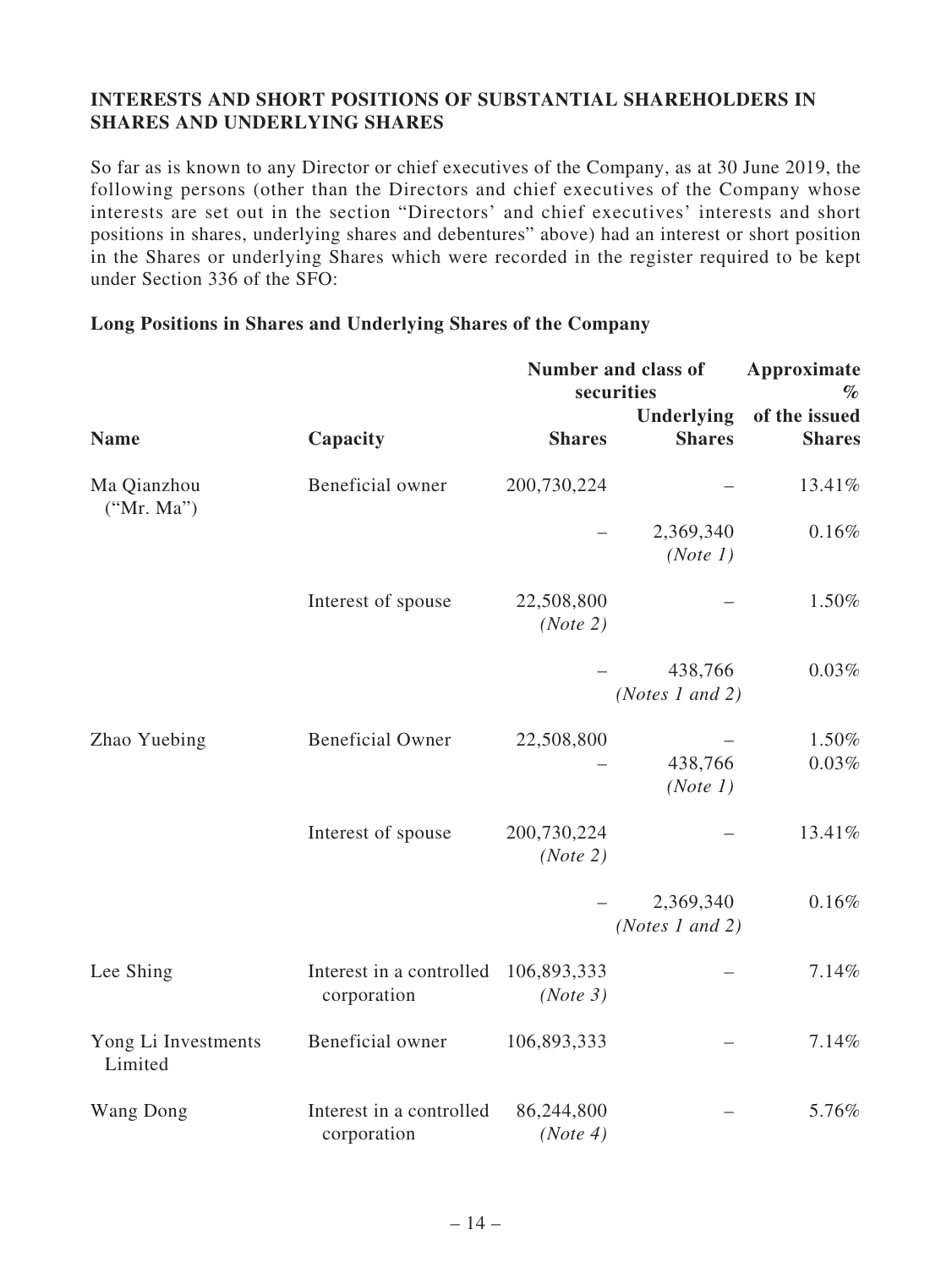## INTERESTS AND SHORT POSITIONS OF SUBSTANTIAL SHAREHOLDERS IN SHARES AND UNDERLYING SHARES

So far as is known to any Director or chief executives of the Company, as at 30 June 2019, the following persons (other than the Directors and chief executives of the Company whose interests are set out in the section "Directors' and chief executives' interests and short positions in shares, underlying shares and debentures" above) had an interest or short position in the Shares or underlying Shares which were recorded in the register required to be kept under Section 336 of the SFO:

### Long Positions in Shares and Underlying Shares of the Company

| Name | Capacity | Number and class of securities | | Approximate % of the issued Shares |
|---|---|---|---|---|
| | | Shares | Underlying Shares | |
| Ma Qianzhou ("Mr. Ma") | Beneficial owner | 200,730,224 | – | 13.41% |
| | | – | 2,369,340 *(Note 1)* | 0.16% |
| | Interest of spouse | 22,508,800 *(Note 2)* | – | 1.50% |
| | | – | 438,766 *(Notes 1 and 2)* | 0.03% |
| Zhao Yuebing | Beneficial Owner | 22,508,800 | – | 1.50% |
| | | – | 438,766 *(Note 1)* | 0.03% |
| | Interest of spouse | 200,730,224 *(Note 2)* | – | 13.41% |
| | | – | 2,369,340 *(Notes 1 and 2)* | 0.16% |
| Lee Shing | Interest in a controlled corporation | 106,893,333 *(Note 3)* | – | 7.14% |
| Yong Li Investments Limited | Beneficial owner | 106,893,333 | – | 7.14% |
| Wang Dong | Interest in a controlled corporation | 86,244,800 *(Note 4)* | – | 5.76% |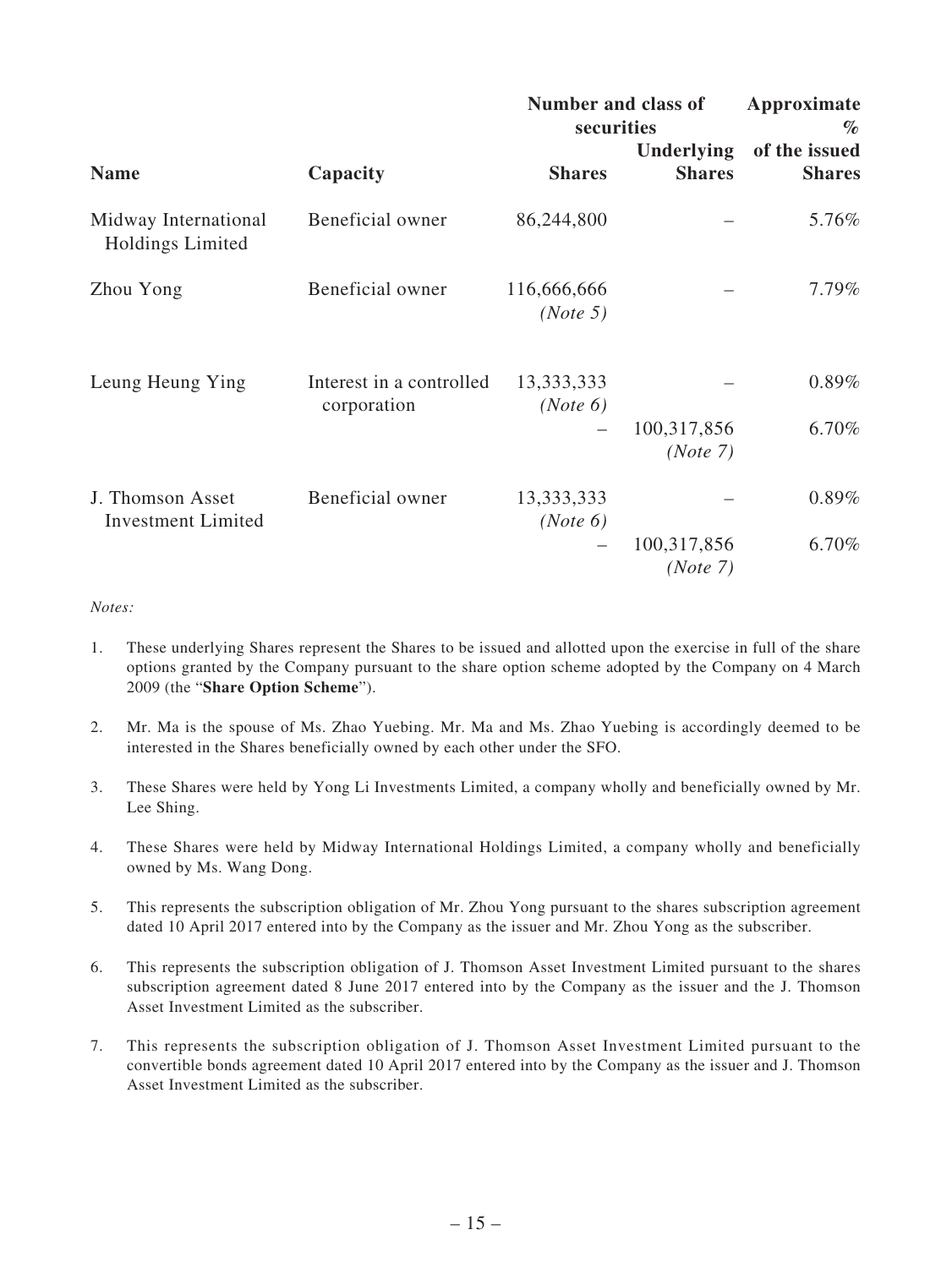| Name | Capacity | Number and class of securities | | Approximate % of the issued Shares |
|---|---|---|---|---|
| | | Shares | Underlying Shares | |
| Midway International Holdings Limited | Beneficial owner | 86,244,800 | – | 5.76% |
| Zhou Yong | Beneficial owner | 116,666,666 *(Note 5)* | – | 7.79% |
| Leung Heung Ying | Interest in a controlled corporation | 13,333,333 *(Note 6)* | – | 0.89% |
| | | – | 100,317,856 *(Note 7)* | 6.70% |
| J. Thomson Asset Investment Limited | Beneficial owner | 13,333,333 *(Note 6)* | – | 0.89% |
| | | – | 100,317,856 *(Note 7)* | 6.70% |

*Notes:*

1. These underlying Shares represent the Shares to be issued and allotted upon the exercise in full of the share options granted by the Company pursuant to the share option scheme adopted by the Company on 4 March 2009 (the "**Share Option Scheme**").

2. Mr. Ma is the spouse of Ms. Zhao Yuebing. Mr. Ma and Ms. Zhao Yuebing is accordingly deemed to be interested in the Shares beneficially owned by each other under the SFO.

3. These Shares were held by Yong Li Investments Limited, a company wholly and beneficially owned by Mr. Lee Shing.

4. These Shares were held by Midway International Holdings Limited, a company wholly and beneficially owned by Ms. Wang Dong.

5. This represents the subscription obligation of Mr. Zhou Yong pursuant to the shares subscription agreement dated 10 April 2017 entered into by the Company as the issuer and Mr. Zhou Yong as the subscriber.

6. This represents the subscription obligation of J. Thomson Asset Investment Limited pursuant to the shares subscription agreement dated 8 June 2017 entered into by the Company as the issuer and the J. Thomson Asset Investment Limited as the subscriber.

7. This represents the subscription obligation of J. Thomson Asset Investment Limited pursuant to the convertible bonds agreement dated 10 April 2017 entered into by the Company as the issuer and J. Thomson Asset Investment Limited as the subscriber.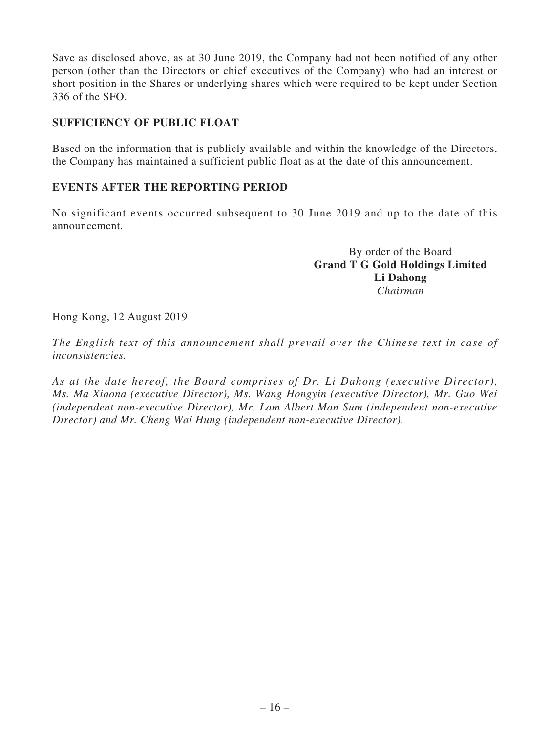Save as disclosed above, as at 30 June 2019, the Company had not been notified of any other person (other than the Directors or chief executives of the Company) who had an interest or short position in the Shares or underlying shares which were required to be kept under Section 336 of the SFO.

## SUFFICIENCY OF PUBLIC FLOAT

Based on the information that is publicly available and within the knowledge of the Directors, the Company has maintained a sufficient public float as at the date of this announcement.

## EVENTS AFTER THE REPORTING PERIOD

No significant events occurred subsequent to 30 June 2019 and up to the date of this announcement.

By order of the Board
**Grand T G Gold Holdings Limited**
**Li Dahong**
*Chairman*

Hong Kong, 12 August 2019

*The English text of this announcement shall prevail over the Chinese text in case of inconsistencies.*

*As at the date hereof, the Board comprises of Dr. Li Dahong (executive Director), Ms. Ma Xiaona (executive Director), Ms. Wang Hongyin (executive Director), Mr. Guo Wei (independent non-executive Director), Mr. Lam Albert Man Sum (independent non-executive Director) and Mr. Cheng Wai Hung (independent non-executive Director).*